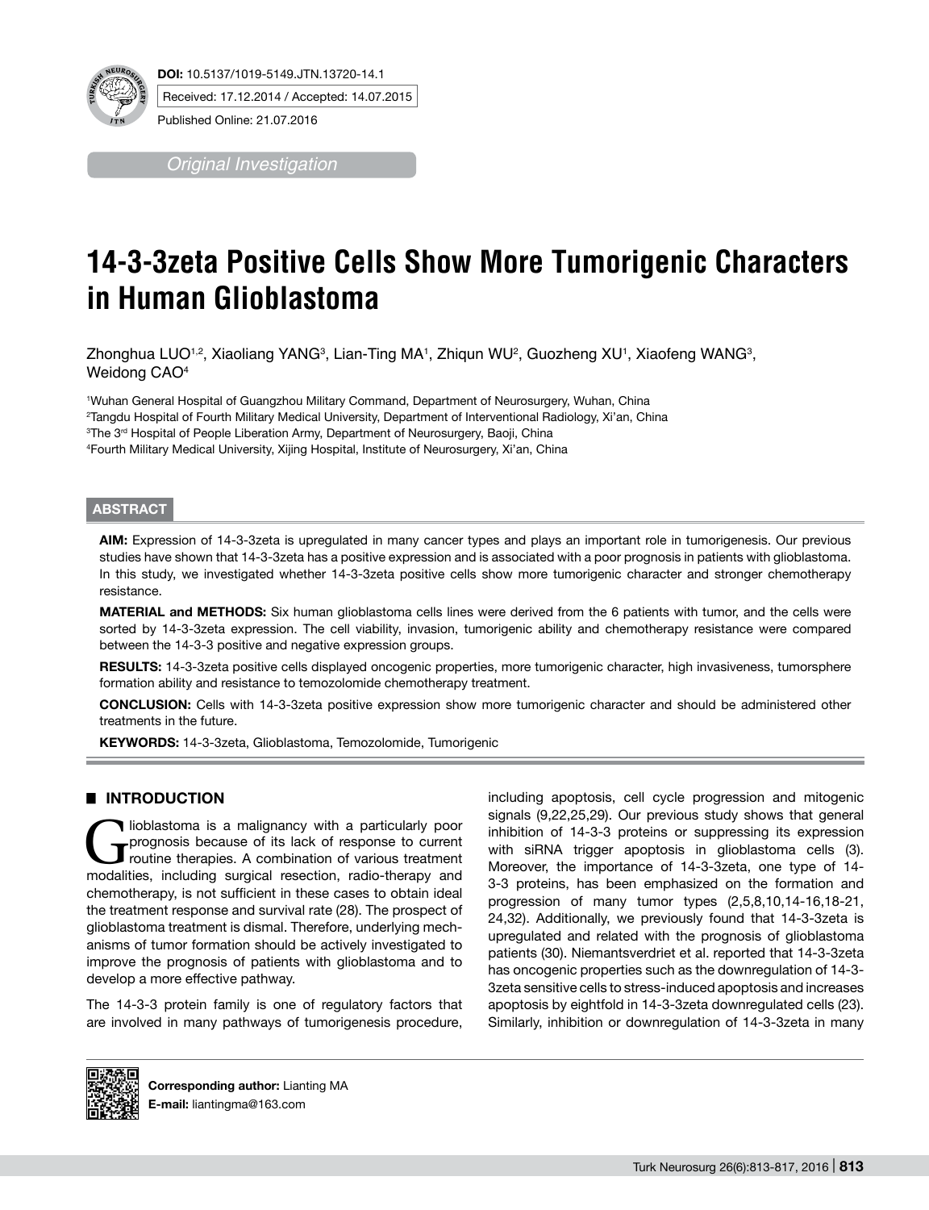**DOI:** 10.5137/1019-5149.JTN.13720-14.1

Received: 17.12.2014 / Accepted: 14.07.2015

Published Online: 21.07.2016

*Original Investigation*

# 14-3-3zeta Positive Cells Show More Tumorigenic Characters in Human Glioblastoma

Zhonghua LUO[1,2], Xiaoliang YANG[3], Lian-Ting MA[1], Zhiqun WU[2], Guozheng XU[1], Xiaofeng WANG[3], Weidong CAO[4]

[1]Wuhan General Hospital of Guangzhou Military Command, Department of Neurosurgery, Wuhan, China

[2]Tangdu Hospital of Fourth Military Medical University, Department of Interventional Radiology, Xi'an, China

[3]The 3[rd] Hospital of People Liberation Army, Department of Neurosurgery, Baoji, China

[4]Fourth Military Medical University, Xijing Hospital, Institute of Neurosurgery, Xi'an, China

## ABSTRACT

**AIM:** Expression of 14-3-3zeta is upregulated in many cancer types and plays an important role in tumorigenesis. Our previous studies have shown that 14-3-3zeta has a positive expression and is associated with a poor prognosis in patients with glioblastoma. In this study, we investigated whether 14-3-3zeta positive cells show more tumorigenic character and stronger chemotherapy resistance.

**MATERIAL and METHODS:** Six human glioblastoma cells lines were derived from the 6 patients with tumor, and the cells were sorted by 14-3-3zeta expression. The cell viability, invasion, tumorigenic ability and chemotherapy resistance were compared between the 14-3-3 positive and negative expression groups.

**RESULTS:** 14-3-3zeta positive cells displayed oncogenic properties, more tumorigenic character, high invasiveness, tumorsphere formation ability and resistance to temozolomide chemotherapy treatment.

**CONCLUSION:** Cells with 14-3-3zeta positive expression show more tumorigenic character and should be administered other treatments in the future.

**KEYWORDS:** 14-3-3zeta, Glioblastoma, Temozolomide, Tumorigenic

## INTRODUCTION

Glioblastoma is a malignancy with a particularly poor prognosis because of its lack of response to current routine therapies. A combination of various treatment modalities, including surgical resection, radio-therapy and chemotherapy, is not sufficient in these cases to obtain ideal the treatment response and survival rate (28). The prospect of glioblastoma treatment is dismal. Therefore, underlying mechanisms of tumor formation should be actively investigated to improve the prognosis of patients with glioblastoma and to develop a more effective pathway.

The 14-3-3 protein family is one of regulatory factors that are involved in many pathways of tumorigenesis procedure, including apoptosis, cell cycle progression and mitogenic signals (9,22,25,29). Our previous study shows that general inhibition of 14-3-3 proteins or suppressing its expression with siRNA trigger apoptosis in glioblastoma cells (3). Moreover, the importance of 14-3-3zeta, one type of 14-3-3 proteins, has been emphasized on the formation and progression of many tumor types (2,5,8,10,14-16,18-21, 24,32). Additionally, we previously found that 14-3-3zeta is upregulated and related with the prognosis of glioblastoma patients (30). Niemantsverdriet et al. reported that 14-3-3zeta has oncogenic properties such as the downregulation of 14-3-3zeta sensitive cells to stress-induced apoptosis and increases apoptosis by eightfold in 14-3-3zeta downregulated cells (23). Similarly, inhibition or downregulation of 14-3-3zeta in many

**Corresponding author:** Lianting MA
**E-mail:** liantingma@163.com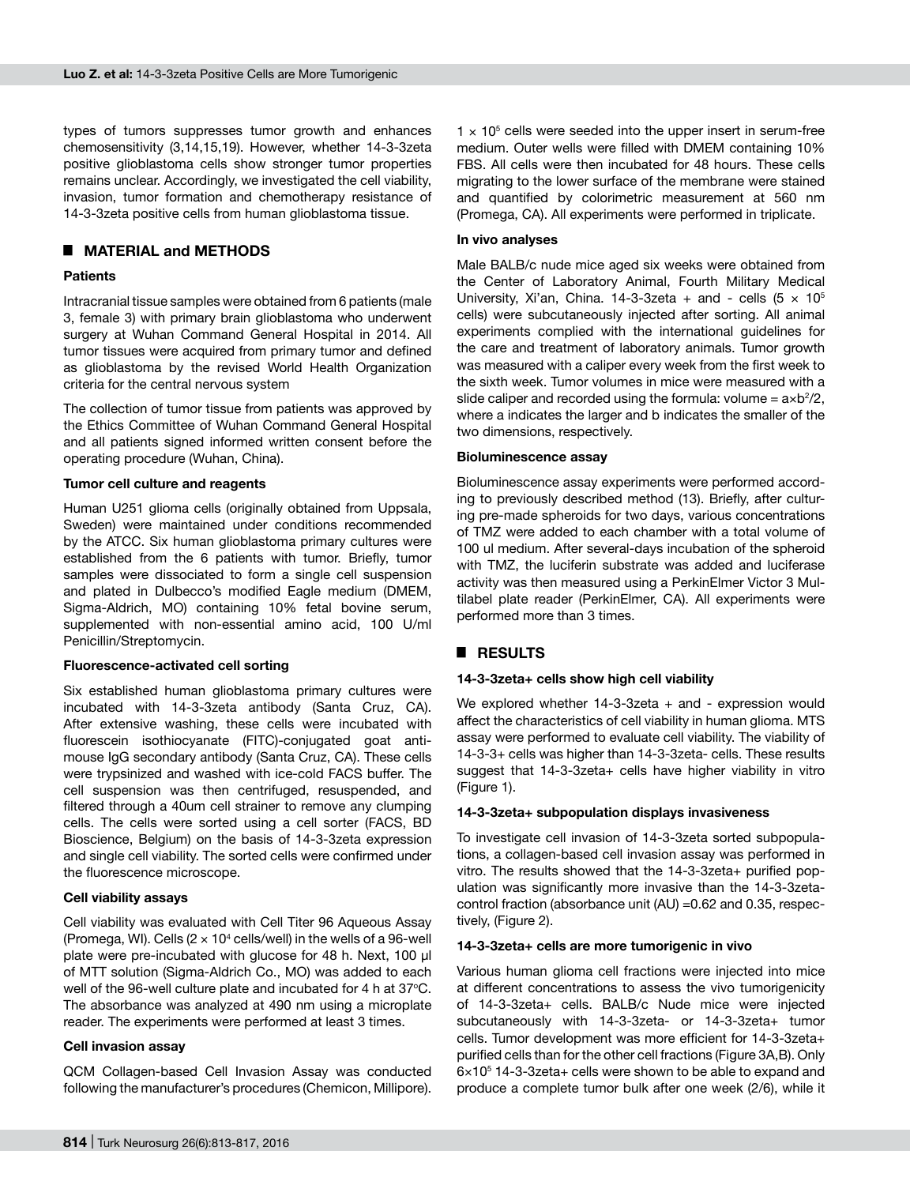types of tumors suppresses tumor growth and enhances chemosensitivity (3,14,15,19). However, whether 14-3-3zeta positive glioblastoma cells show stronger tumor properties remains unclear. Accordingly, we investigated the cell viability, invasion, tumor formation and chemotherapy resistance of 14-3-3zeta positive cells from human glioblastoma tissue.

## ■ MATERIAL and METHODS

### Patients

Intracranial tissue samples were obtained from 6 patients (male 3, female 3) with primary brain glioblastoma who underwent surgery at Wuhan Command General Hospital in 2014. All tumor tissues were acquired from primary tumor and defined as glioblastoma by the revised World Health Organization criteria for the central nervous system

The collection of tumor tissue from patients was approved by the Ethics Committee of Wuhan Command General Hospital and all patients signed informed written consent before the operating procedure (Wuhan, China).

### Tumor cell culture and reagents

Human U251 glioma cells (originally obtained from Uppsala, Sweden) were maintained under conditions recommended by the ATCC. Six human glioblastoma primary cultures were established from the 6 patients with tumor. Briefly, tumor samples were dissociated to form a single cell suspension and plated in Dulbecco's modified Eagle medium (DMEM, Sigma-Aldrich, MO) containing 10% fetal bovine serum, supplemented with non-essential amino acid, 100 U/ml Penicillin/Streptomycin.

### Fluorescence-activated cell sorting

Six established human glioblastoma primary cultures were incubated with 14-3-3zeta antibody (Santa Cruz, CA). After extensive washing, these cells were incubated with fluorescein isothiocyanate (FITC)-conjugated goat anti-mouse IgG secondary antibody (Santa Cruz, CA). These cells were trypsinized and washed with ice-cold FACS buffer. The cell suspension was then centrifuged, resuspended, and filtered through a 40um cell strainer to remove any clumping cells. The cells were sorted using a cell sorter (FACS, BD Bioscience, Belgium) on the basis of 14-3-3zeta expression and single cell viability. The sorted cells were confirmed under the fluorescence microscope.

### Cell viability assays

Cell viability was evaluated with Cell Titer 96 Aqueous Assay (Promega, WI). Cells ($2 \times 10^4$ cells/well) in the wells of a 96-well plate were pre-incubated with glucose for 48 h. Next, 100 µl of MTT solution (Sigma-Aldrich Co., MO) was added to each well of the 96-well culture plate and incubated for 4 h at 37°C. The absorbance was analyzed at 490 nm using a microplate reader. The experiments were performed at least 3 times.

### Cell invasion assay

QCM Collagen-based Cell Invasion Assay was conducted following the manufacturer's procedures (Chemicon, Millipore). $1 \times 10^5$ cells were seeded into the upper insert in serum-free medium. Outer wells were filled with DMEM containing 10% FBS. All cells were then incubated for 48 hours. These cells migrating to the lower surface of the membrane were stained and quantified by colorimetric measurement at 560 nm (Promega, CA). All experiments were performed in triplicate.

### In vivo analyses

Male BALB/c nude mice aged six weeks were obtained from the Center of Laboratory Animal, Fourth Military Medical University, Xi'an, China. 14-3-3zeta + and - cells ($5 \times 10^5$ cells) were subcutaneously injected after sorting. All animal experiments complied with the international guidelines for the care and treatment of laboratory animals. Tumor growth was measured with a caliper every week from the first week to the sixth week. Tumor volumes in mice were measured with a slide caliper and recorded using the formula: volume = $a \times b^2/2$, where a indicates the larger and b indicates the smaller of the two dimensions, respectively.

### Bioluminescence assay

Bioluminescence assay experiments were performed according to previously described method (13). Briefly, after culturing pre-made spheroids for two days, various concentrations of TMZ were added to each chamber with a total volume of 100 ul medium. After several-days incubation of the spheroid with TMZ, the luciferin substrate was added and luciferase activity was then measured using a PerkinElmer Victor 3 Multilabel plate reader (PerkinElmer, CA). All experiments were performed more than 3 times.

## ■ RESULTS

### 14-3-3zeta+ cells show high cell viability

We explored whether 14-3-3zeta + and - expression would affect the characteristics of cell viability in human glioma. MTS assay were performed to evaluate cell viability. The viability of 14-3-3+ cells was higher than 14-3-3zeta- cells. These results suggest that 14-3-3zeta+ cells have higher viability in vitro (Figure 1).

### 14-3-3zeta+ subpopulation displays invasiveness

To investigate cell invasion of 14-3-3zeta sorted subpopulations, a collagen-based cell invasion assay was performed in vitro. The results showed that the 14-3-3zeta+ purified population was significantly more invasive than the 14-3-3zeta- control fraction (absorbance unit (AU) =0.62 and 0.35, respectively, (Figure 2).

### 14-3-3zeta+ cells are more tumorigenic in vivo

Various human glioma cell fractions were injected into mice at different concentrations to assess the vivo tumorigenicity of 14-3-3zeta+ cells. BALB/c Nude mice were injected subcutaneously with 14-3-3zeta- or 14-3-3zeta+ tumor cells. Tumor development was more efficient for 14-3-3zeta+ purified cells than for the other cell fractions (Figure 3A,B). Only $6 \times 10^5$ 14-3-3zeta+ cells were shown to be able to expand and produce a complete tumor bulk after one week (2/6), while it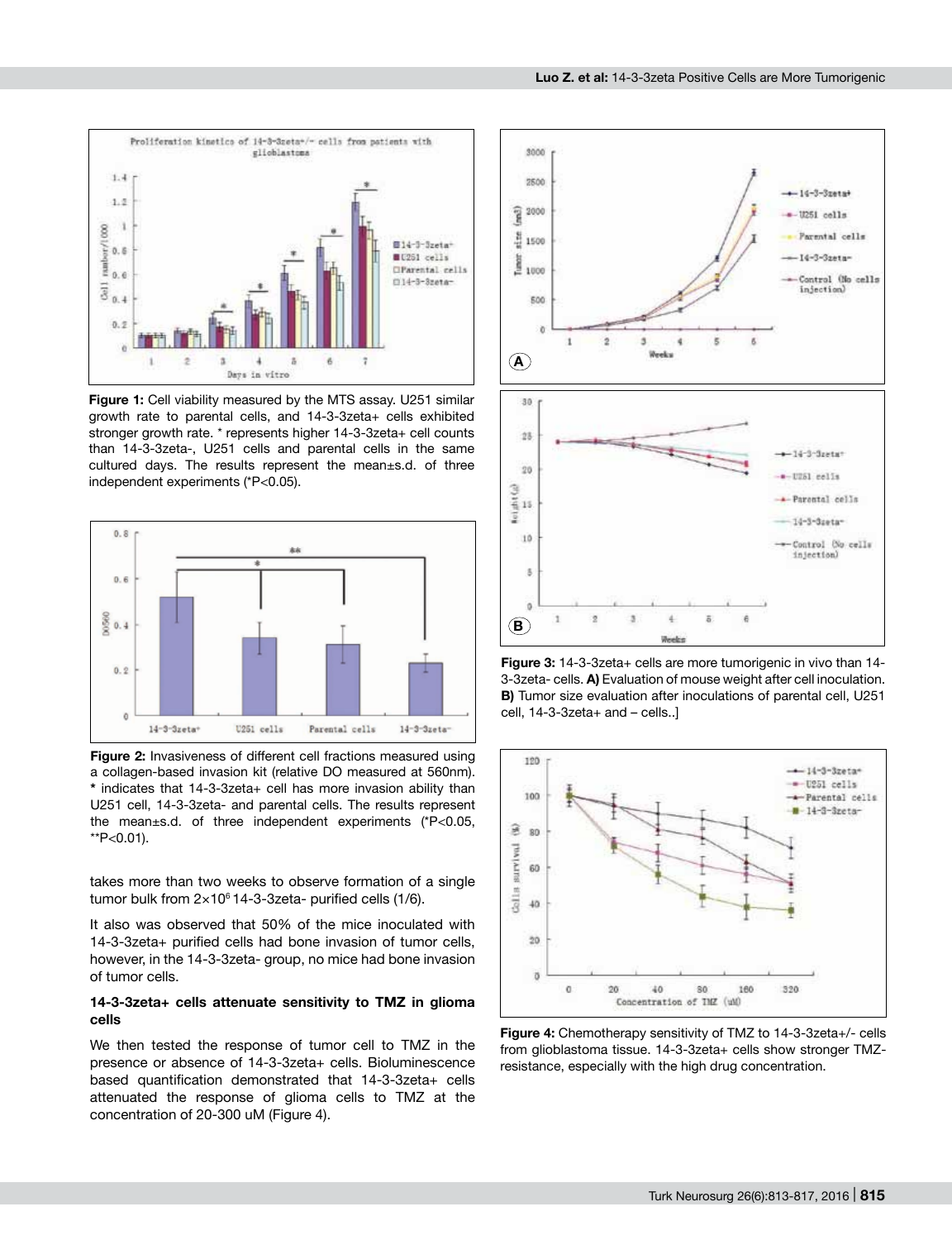**Figure 1:** Cell viability measured by the MTS assay. U251 similar growth rate to parental cells, and 14-3-3zeta+ cells exhibited stronger growth rate. * represents higher 14-3-3zeta+ cell counts than 14-3-3zeta-, U251 cells and parental cells in the same cultured days. The results represent the mean±s.d. of three independent experiments (*P<0.05).

**Figure 2:** Invasiveness of different cell fractions measured using a collagen-based invasion kit (relative DO measured at 560nm). * indicates that 14-3-3zeta+ cell has more invasion ability than U251 cell, 14-3-3zeta- and parental cells. The results represent the mean±s.d. of three independent experiments (*P<0.05, **P<0.01).

takes more than two weeks to observe formation of a single tumor bulk from $2\times10^6$ 14-3-3zeta- purified cells (1/6).

It also was observed that 50% of the mice inoculated with 14-3-3zeta+ purified cells had bone invasion of tumor cells, however, in the 14-3-3zeta- group, no mice had bone invasion of tumor cells.

### 14-3-3zeta+ cells attenuate sensitivity to TMZ in glioma cells

We then tested the response of tumor cell to TMZ in the presence or absence of 14-3-3zeta+ cells. Bioluminescence based quantification demonstrated that 14-3-3zeta+ cells attenuated the response of glioma cells to TMZ at the concentration of 20-300 uM (Figure 4).

**Figure 3:** 14-3-3zeta+ cells are more tumorigenic in vivo than 14-3-3zeta- cells. **A)** Evaluation of mouse weight after cell inoculation. **B)** Tumor size evaluation after inoculations of parental cell, U251 cell, 14-3-3zeta+ and – cells..]

**Figure 4:** Chemotherapy sensitivity of TMZ to 14-3-3zeta+/- cells from glioblastoma tissue. 14-3-3zeta+ cells show stronger TMZ-resistance, especially with the high drug concentration.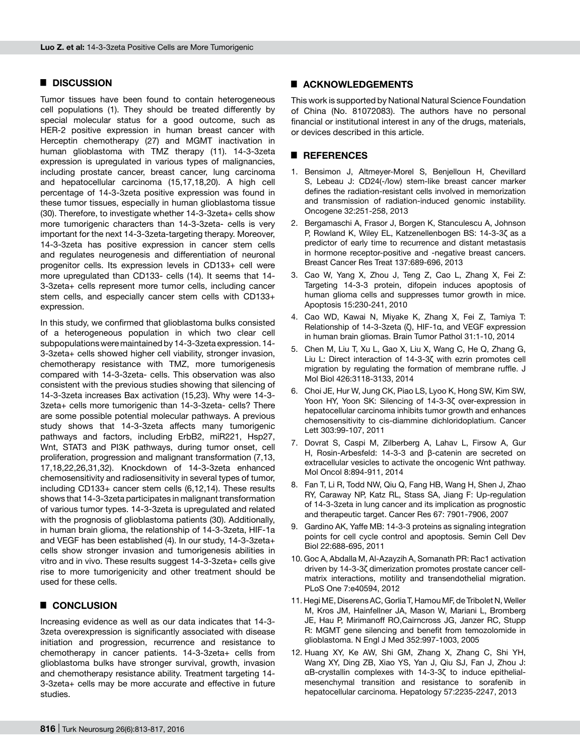## DISCUSSION

Tumor tissues have been found to contain heterogeneous cell populations (1). They should be treated differently by special molecular status for a good outcome, such as HER-2 positive expression in human breast cancer with Herceptin chemotherapy (27) and MGMT inactivation in human glioblastoma with TMZ therapy (11). 14-3-3zeta expression is upregulated in various types of malignancies, including prostate cancer, breast cancer, lung carcinoma and hepatocellular carcinoma (15,17,18,20). A high cell percentage of 14-3-3zeta positive expression was found in these tumor tissues, especially in human glioblastoma tissue (30). Therefore, to investigate whether 14-3-3zeta+ cells show more tumorigenic characters than 14-3-3zeta- cells is very important for the next 14-3-3zeta-targeting therapy. Moreover, 14-3-3zeta has positive expression in cancer stem cells and regulates neurogenesis and differentiation of neuronal progenitor cells. Its expression levels in CD133+ cell were more upregulated than CD133- cells (14). It seems that 14-3-3zeta+ cells represent more tumor cells, including cancer stem cells, and especially cancer stem cells with CD133+ expression.

In this study, we confirmed that glioblastoma bulks consisted of a heterogeneous population in which two clear cell subpopulations were maintained by 14-3-3zeta expression. 14-3-3zeta+ cells showed higher cell viability, stronger invasion, chemotherapy resistance with TMZ, more tumorigenesis compared with 14-3-3zeta- cells. This observation was also consistent with the previous studies showing that silencing of 14-3-3zeta increases Bax activation (15,23). Why were 14-3-3zeta+ cells more tumorigenic than 14-3-3zeta- cells? There are some possible potential molecular pathways. A previous study shows that 14-3-3zeta affects many tumorigenic pathways and factors, including ErbB2, miR221, Hsp27, Wnt, STAT3 and PI3K pathways, during tumor onset, cell proliferation, progression and malignant transformation (7,13, 17,18,22,26,31,32). Knockdown of 14-3-3zeta enhanced chemosensitivity and radiosensitivity in several types of tumor, including CD133+ cancer stem cells (6,12,14). These results shows that 14-3-3zeta participates in malignant transformation of various tumor types. 14-3-3zeta is upregulated and related with the prognosis of glioblastoma patients (30). Additionally, in human brain glioma, the relationship of 14-3-3zeta, HIF-1a and VEGF has been established (4). In our study, 14-3-3zeta+ cells show stronger invasion and tumorigenesis abilities in vitro and in vivo. These results suggest 14-3-3zeta+ cells give rise to more tumorigenicity and other treatment should be used for these cells.

## CONCLUSION

Increasing evidence as well as our data indicates that 14-3-3zeta overexpression is significantly associated with disease initiation and progression, recurrence and resistance to chemotherapy in cancer patients. 14-3-3zeta+ cells from glioblastoma bulks have stronger survival, growth, invasion and chemotherapy resistance ability. Treatment targeting 14-3-3zeta+ cells may be more accurate and effective in future studies.

## ACKNOWLEDGEMENTS

This work is supported by National Natural Science Foundation of China (No. 81072083). The authors have no personal financial or institutional interest in any of the drugs, materials, or devices described in this article.

## REFERENCES

1. Bensimon J, Altmeyer-Morel S, Benjelloun H, Chevillard S, Lebeau J: CD24(-/low) stem-like breast cancer marker defines the radiation-resistant cells involved in memorization and transmission of radiation-induced genomic instability. Oncogene 32:251-258, 2013
2. Bergamaschi A, Frasor J, Borgen K, Stanculescu A, Johnson P, Rowland K, Wiley EL, Katzenellenbogen BS: 14-3-3ζ as a predictor of early time to recurrence and distant metastasis in hormone receptor-positive and -negative breast cancers. Breast Cancer Res Treat 137:689-696, 2013
3. Cao W, Yang X, Zhou J, Teng Z, Cao L, Zhang X, Fei Z: Targeting 14-3-3 protein, difopein induces apoptosis of human glioma cells and suppresses tumor growth in mice. Apoptosis 15:230-241, 2010
4. Cao WD, Kawai N, Miyake K, Zhang X, Fei Z, Tamiya T: Relationship of 14-3-3zeta (ζ), HIF-1α, and VEGF expression in human brain gliomas. Brain Tumor Pathol 31:1-10, 2014
5. Chen M, Liu T, Xu L, Gao X, Liu X, Wang C, He Q, Zhang G, Liu L: Direct interaction of 14-3-3ζ with ezrin promotes cell migration by regulating the formation of membrane ruffle. J Mol Biol 426:3118-3133, 2014
6. Choi JE, Hur W, Jung CK, Piao LS, Lyoo K, Hong SW, Kim SW, Yoon HY, Yoon SK: Silencing of 14-3-3ζ over-expression in hepatocellular carcinoma inhibits tumor growth and enhances chemosensitivity to cis-diammine dichloridoplatium. Cancer Lett 303:99-107, 2011
7. Dovrat S, Caspi M, Zilberberg A, Lahav L, Firsow A, Gur H, Rosin-Arbesfeld: 14-3-3 and β-catenin are secreted on extracellular vesicles to activate the oncogenic Wnt pathway. Mol Oncol 8:894-911, 2014
8. Fan T, Li R, Todd NW, Qiu Q, Fang HB, Wang H, Shen J, Zhao RY, Caraway NP, Katz RL, Stass SA, Jiang F: Up-regulation of 14-3-3zeta in lung cancer and its implication as prognostic and therapeutic target. Cancer Res 67: 7901-7906, 2007
9. Gardino AK, Yaffe MB: 14-3-3 proteins as signaling integration points for cell cycle control and apoptosis. Semin Cell Dev Biol 22:688-695, 2011
10. Goc A, Abdalla M, Al-Azayzih A, Somanath PR: Rac1 activation driven by 14-3-3ζ dimerization promotes prostate cancer cell-matrix interactions, motility and transendothelial migration. PLoS One 7:e40594, 2012
11. Hegi ME, Diserens AC, Gorlia T, Hamou MF, de Tribolet N, Weller M, Kros JM, Hainfellner JA, Mason W, Mariani L, Bromberg JE, Hau P, Mirimanoff RO,Cairncross JG, Janzer RC, Stupp R: MGMT gene silencing and benefit from temozolomide in glioblastoma. N Engl J Med 352:997-1003, 2005
12. Huang XY, Ke AW, Shi GM, Zhang X, Zhang C, Shi YH, Wang XY, Ding ZB, Xiao YS, Yan J, Qiu SJ, Fan J, Zhou J: αB-crystallin complexes with 14-3-3ζ to induce epithelial-mesenchymal transition and resistance to sorafenib in hepatocellular carcinoma. Hepatology 57:2235-2247, 2013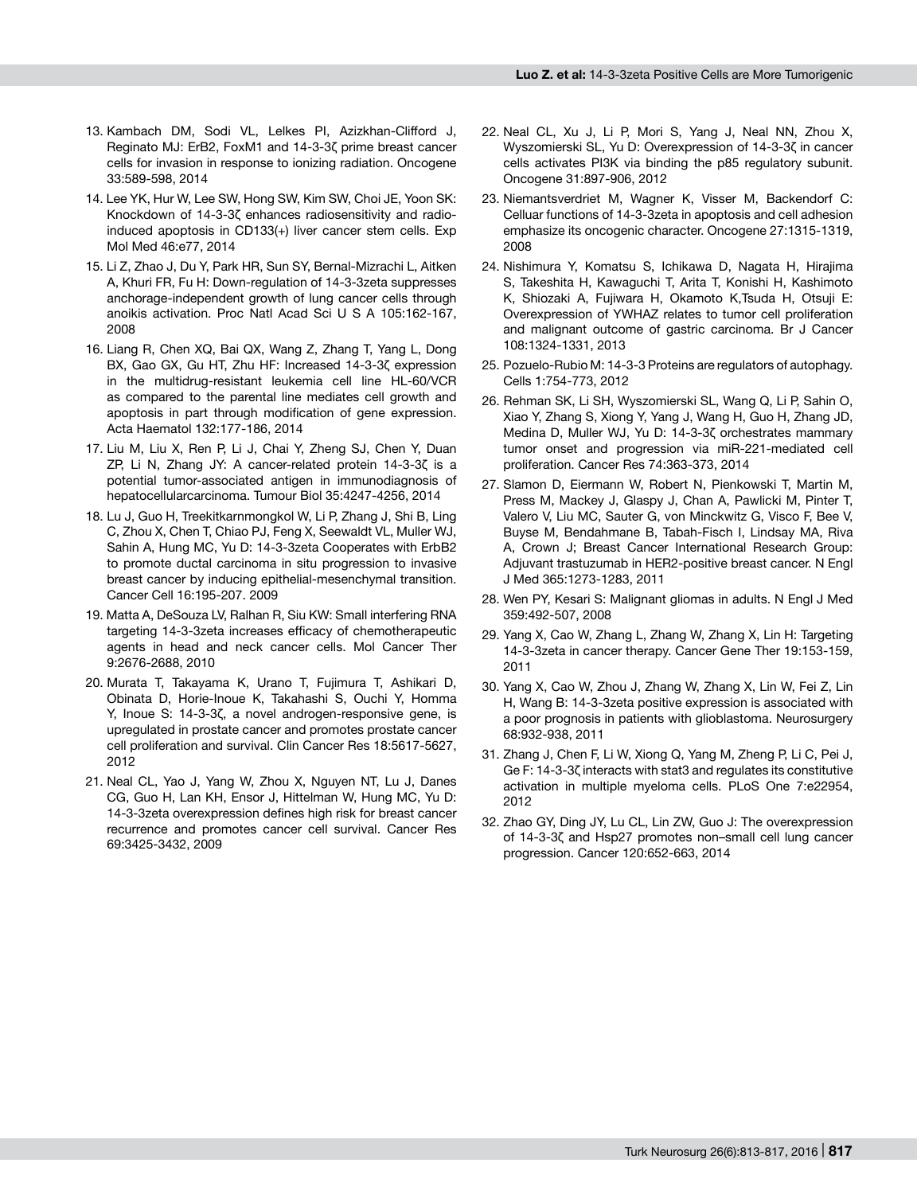13. Kambach DM, Sodi VL, Lelkes PI, Azizkhan-Clifford J, Reginato MJ: ErB2, FoxM1 and 14-3-3ζ prime breast cancer cells for invasion in response to ionizing radiation. Oncogene 33:589-598, 2014
14. Lee YK, Hur W, Lee SW, Hong SW, Kim SW, Choi JE, Yoon SK: Knockdown of 14-3-3ζ enhances radiosensitivity and radio-induced apoptosis in CD133(+) liver cancer stem cells. Exp Mol Med 46:e77, 2014
15. Li Z, Zhao J, Du Y, Park HR, Sun SY, Bernal-Mizrachi L, Aitken A, Khuri FR, Fu H: Down-regulation of 14-3-3zeta suppresses anchorage-independent growth of lung cancer cells through anoikis activation. Proc Natl Acad Sci U S A 105:162-167, 2008
16. Liang R, Chen XQ, Bai QX, Wang Z, Zhang T, Yang L, Dong BX, Gao GX, Gu HT, Zhu HF: Increased 14-3-3ζ expression in the multidrug-resistant leukemia cell line HL-60/VCR as compared to the parental line mediates cell growth and apoptosis in part through modification of gene expression. Acta Haematol 132:177-186, 2014
17. Liu M, Liu X, Ren P, Li J, Chai Y, Zheng SJ, Chen Y, Duan ZP, Li N, Zhang JY: A cancer-related protein 14-3-3ζ is a potential tumor-associated antigen in immunodiagnosis of hepatocellularcarcinoma. Tumour Biol 35:4247-4256, 2014
18. Lu J, Guo H, Treekitkarnmongkol W, Li P, Zhang J, Shi B, Ling C, Zhou X, Chen T, Chiao PJ, Feng X, Seewaldt VL, Muller WJ, Sahin A, Hung MC, Yu D: 14-3-3zeta Cooperates with ErbB2 to promote ductal carcinoma in situ progression to invasive breast cancer by inducing epithelial-mesenchymal transition. Cancer Cell 16:195-207. 2009
19. Matta A, DeSouza LV, Ralhan R, Siu KW: Small interfering RNA targeting 14-3-3zeta increases efficacy of chemotherapeutic agents in head and neck cancer cells. Mol Cancer Ther 9:2676-2688, 2010
20. Murata T, Takayama K, Urano T, Fujimura T, Ashikari D, Obinata D, Horie-Inoue K, Takahashi S, Ouchi Y, Homma Y, Inoue S: 14-3-3ζ, a novel androgen-responsive gene, is upregulated in prostate cancer and promotes prostate cancer cell proliferation and survival. Clin Cancer Res 18:5617-5627, 2012
21. Neal CL, Yao J, Yang W, Zhou X, Nguyen NT, Lu J, Danes CG, Guo H, Lan KH, Ensor J, Hittelman W, Hung MC, Yu D: 14-3-3zeta overexpression defines high risk for breast cancer recurrence and promotes cancer cell survival. Cancer Res 69:3425-3432, 2009
22. Neal CL, Xu J, Li P, Mori S, Yang J, Neal NN, Zhou X, Wyszomierski SL, Yu D: Overexpression of 14-3-3ζ in cancer cells activates PI3K via binding the p85 regulatory subunit. Oncogene 31:897-906, 2012
23. Niemantsverdriet M, Wagner K, Visser M, Backendorf C: Celluar functions of 14-3-3zeta in apoptosis and cell adhesion emphasize its oncogenic character. Oncogene 27:1315-1319, 2008
24. Nishimura Y, Komatsu S, Ichikawa D, Nagata H, Hirajima S, Takeshita H, Kawaguchi T, Arita T, Konishi H, Kashimoto K, Shiozaki A, Fujiwara H, Okamoto K,Tsuda H, Otsuji E: Overexpression of YWHAZ relates to tumor cell proliferation and malignant outcome of gastric carcinoma. Br J Cancer 108:1324-1331, 2013
25. Pozuelo-Rubio M: 14-3-3 Proteins are regulators of autophagy. Cells 1:754-773, 2012
26. Rehman SK, Li SH, Wyszomierski SL, Wang Q, Li P, Sahin O, Xiao Y, Zhang S, Xiong Y, Yang J, Wang H, Guo H, Zhang JD, Medina D, Muller WJ, Yu D: 14-3-3ζ orchestrates mammary tumor onset and progression via miR-221-mediated cell proliferation. Cancer Res 74:363-373, 2014
27. Slamon D, Eiermann W, Robert N, Pienkowski T, Martin M, Press M, Mackey J, Glaspy J, Chan A, Pawlicki M, Pinter T, Valero V, Liu MC, Sauter G, von Minckwitz G, Visco F, Bee V, Buyse M, Bendahmane B, Tabah-Fisch I, Lindsay MA, Riva A, Crown J; Breast Cancer International Research Group: Adjuvant trastuzumab in HER2-positive breast cancer. N Engl J Med 365:1273-1283, 2011
28. Wen PY, Kesari S: Malignant gliomas in adults. N Engl J Med 359:492-507, 2008
29. Yang X, Cao W, Zhang L, Zhang W, Zhang X, Lin H: Targeting 14-3-3zeta in cancer therapy. Cancer Gene Ther 19:153-159, 2011
30. Yang X, Cao W, Zhou J, Zhang W, Zhang X, Lin W, Fei Z, Lin H, Wang B: 14-3-3zeta positive expression is associated with a poor prognosis in patients with glioblastoma. Neurosurgery 68:932-938, 2011
31. Zhang J, Chen F, Li W, Xiong Q, Yang M, Zheng P, Li C, Pei J, Ge F: 14-3-3ζ interacts with stat3 and regulates its constitutive activation in multiple myeloma cells. PLoS One 7:e22954, 2012
32. Zhao GY, Ding JY, Lu CL, Lin ZW, Guo J: The overexpression of 14-3-3ζ and Hsp27 promotes non–small cell lung cancer progression. Cancer 120:652-663, 2014